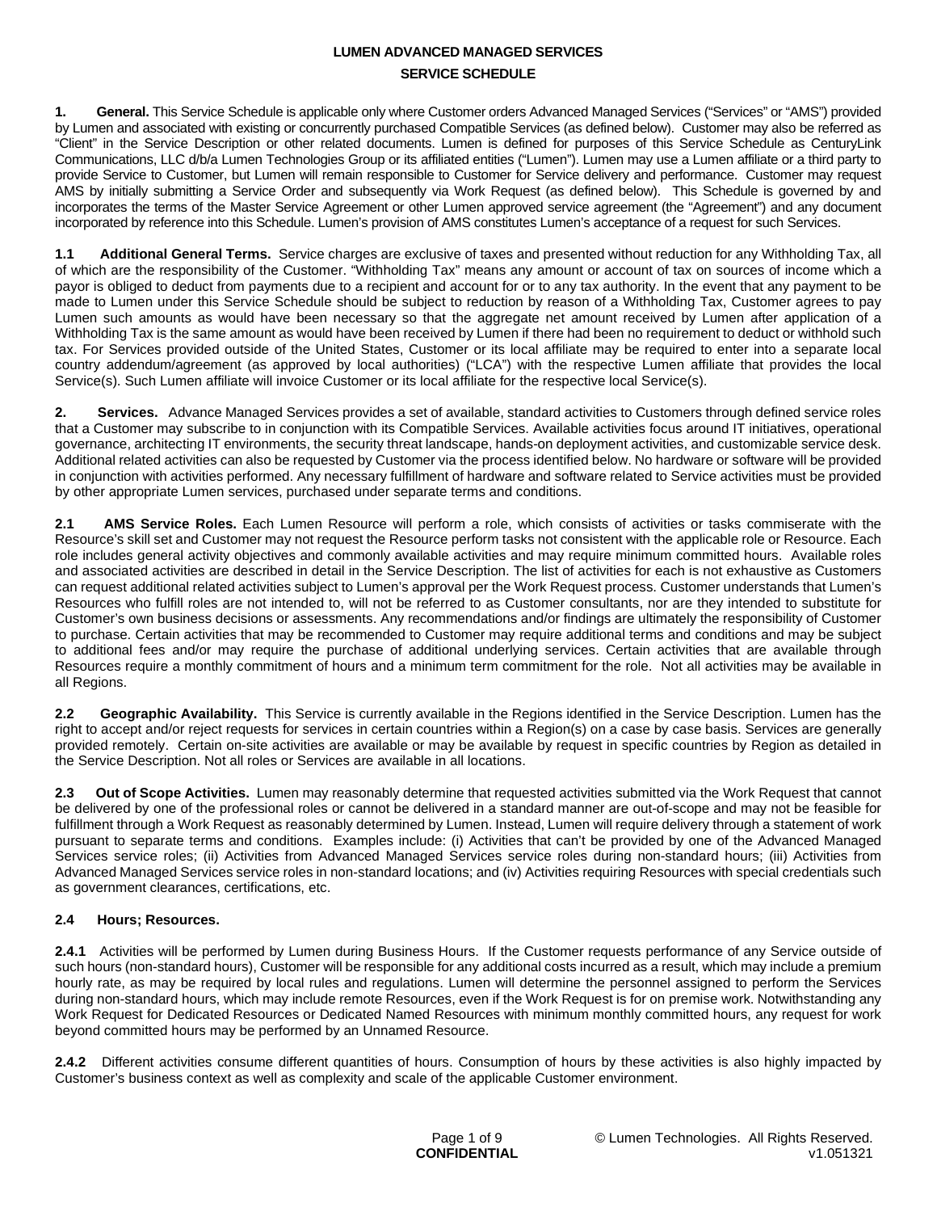# LUMEN ADVANCED MANAGED SERVICES
## SERVICE SCHEDULE

**1. General.** This Service Schedule is applicable only where Customer orders Advanced Managed Services ("Services" or "AMS") provided by Lumen and associated with existing or concurrently purchased Compatible Services (as defined below). Customer may also be referred as "Client" in the Service Description or other related documents. Lumen is defined for purposes of this Service Schedule as CenturyLink Communications, LLC d/b/a Lumen Technologies Group or its affiliated entities ("Lumen"). Lumen may use a Lumen affiliate or a third party to provide Service to Customer, but Lumen will remain responsible to Customer for Service delivery and performance. Customer may request AMS by initially submitting a Service Order and subsequently via Work Request (as defined below). This Schedule is governed by and incorporates the terms of the Master Service Agreement or other Lumen approved service agreement (the "Agreement") and any document incorporated by reference into this Schedule. Lumen's provision of AMS constitutes Lumen's acceptance of a request for such Services.

**1.1 Additional General Terms.** Service charges are exclusive of taxes and presented without reduction for any Withholding Tax, all of which are the responsibility of the Customer. "Withholding Tax" means any amount or account of tax on sources of income which a payor is obliged to deduct from payments due to a recipient and account for or to any tax authority. In the event that any payment to be made to Lumen under this Service Schedule should be subject to reduction by reason of a Withholding Tax, Customer agrees to pay Lumen such amounts as would have been necessary so that the aggregate net amount received by Lumen after application of a Withholding Tax is the same amount as would have been received by Lumen if there had been no requirement to deduct or withhold such tax. For Services provided outside of the United States, Customer or its local affiliate may be required to enter into a separate local country addendum/agreement (as approved by local authorities) ("LCA") with the respective Lumen affiliate that provides the local Service(s). Such Lumen affiliate will invoice Customer or its local affiliate for the respective local Service(s).

**2. Services.** Advance Managed Services provides a set of available, standard activities to Customers through defined service roles that a Customer may subscribe to in conjunction with its Compatible Services. Available activities focus around IT initiatives, operational governance, architecting IT environments, the security threat landscape, hands-on deployment activities, and customizable service desk. Additional related activities can also be requested by Customer via the process identified below. No hardware or software will be provided in conjunction with activities performed. Any necessary fulfillment of hardware and software related to Service activities must be provided by other appropriate Lumen services, purchased under separate terms and conditions.

**2.1 AMS Service Roles.** Each Lumen Resource will perform a role, which consists of activities or tasks commiserate with the Resource's skill set and Customer may not request the Resource perform tasks not consistent with the applicable role or Resource. Each role includes general activity objectives and commonly available activities and may require minimum committed hours. Available roles and associated activities are described in detail in the Service Description. The list of activities for each is not exhaustive as Customers can request additional related activities subject to Lumen's approval per the Work Request process. Customer understands that Lumen's Resources who fulfill roles are not intended to, will not be referred to as Customer consultants, nor are they intended to substitute for Customer's own business decisions or assessments. Any recommendations and/or findings are ultimately the responsibility of Customer to purchase. Certain activities that may be recommended to Customer may require additional terms and conditions and may be subject to additional fees and/or may require the purchase of additional underlying services. Certain activities that are available through Resources require a monthly commitment of hours and a minimum term commitment for the role. Not all activities may be available in all Regions.

**2.2 Geographic Availability.** This Service is currently available in the Regions identified in the Service Description. Lumen has the right to accept and/or reject requests for services in certain countries within a Region(s) on a case by case basis. Services are generally provided remotely. Certain on-site activities are available or may be available by request in specific countries by Region as detailed in the Service Description. Not all roles or Services are available in all locations.

**2.3 Out of Scope Activities.** Lumen may reasonably determine that requested activities submitted via the Work Request that cannot be delivered by one of the professional roles or cannot be delivered in a standard manner are out-of-scope and may not be feasible for fulfillment through a Work Request as reasonably determined by Lumen. Instead, Lumen will require delivery through a statement of work pursuant to separate terms and conditions. Examples include: (i) Activities that can't be provided by one of the Advanced Managed Services service roles; (ii) Activities from Advanced Managed Services service roles during non-standard hours; (iii) Activities from Advanced Managed Services service roles in non-standard locations; and (iv) Activities requiring Resources with special credentials such as government clearances, certifications, etc.

**2.4 Hours; Resources.**

**2.4.1** Activities will be performed by Lumen during Business Hours. If the Customer requests performance of any Service outside of such hours (non-standard hours), Customer will be responsible for any additional costs incurred as a result, which may include a premium hourly rate, as may be required by local rules and regulations. Lumen will determine the personnel assigned to perform the Services during non-standard hours, which may include remote Resources, even if the Work Request is for on premise work. Notwithstanding any Work Request for Dedicated Resources or Dedicated Named Resources with minimum monthly committed hours, any request for work beyond committed hours may be performed by an Unnamed Resource.

**2.4.2** Different activities consume different quantities of hours. Consumption of hours by these activities is also highly impacted by Customer's business context as well as complexity and scale of the applicable Customer environment.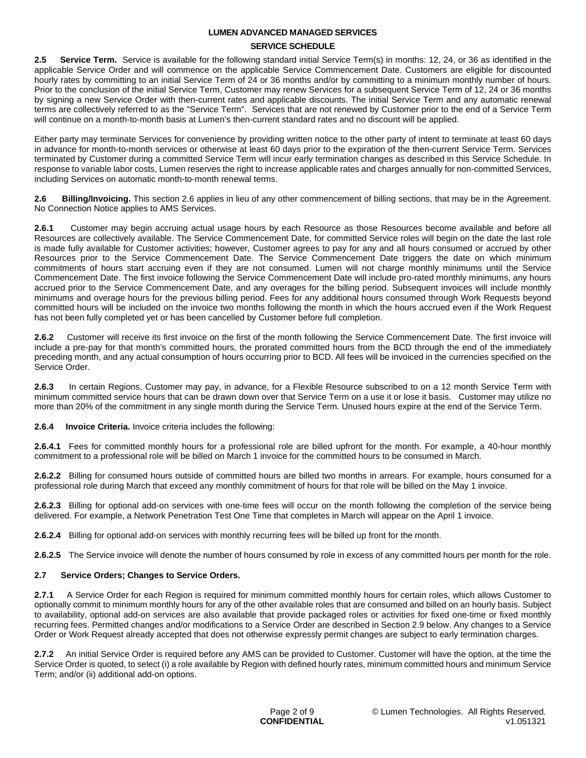**2.5 Service Term.** Service is available for the following standard initial Service Term(s) in months: 12, 24, or 36 as identified in the applicable Service Order and will commence on the applicable Service Commencement Date. Customers are eligible for discounted hourly rates by committing to an initial Service Term of 24 or 36 months and/or by committing to a minimum monthly number of hours. Prior to the conclusion of the initial Service Term, Customer may renew Services for a subsequent Service Term of 12, 24 or 36 months by signing a new Service Order with then-current rates and applicable discounts. The initial Service Term and any automatic renewal terms are collectively referred to as the "Service Term". Services that are not renewed by Customer prior to the end of a Service Term will continue on a month-to-month basis at Lumen's then-current standard rates and no discount will be applied.

Either party may terminate Services for convenience by providing written notice to the other party of intent to terminate at least 60 days in advance for month-to-month services or otherwise at least 60 days prior to the expiration of the then-current Service Term. Services terminated by Customer during a committed Service Term will incur early termination changes as described in this Service Schedule. In response to variable labor costs, Lumen reserves the right to increase applicable rates and charges annually for non-committed Services, including Services on automatic month-to-month renewal terms.

**2.6 Billing/Invoicing.** This section 2.6 applies in lieu of any other commencement of billing sections, that may be in the Agreement. No Connection Notice applies to AMS Services.

**2.6.1** Customer may begin accruing actual usage hours by each Resource as those Resources become available and before all Resources are collectively available. The Service Commencement Date, for committed Service roles will begin on the date the last role is made fully available for Customer activities; however, Customer agrees to pay for any and all hours consumed or accrued by other Resources prior to the Service Commencement Date. The Service Commencement Date triggers the date on which minimum commitments of hours start accruing even if they are not consumed. Lumen will not charge monthly minimums until the Service Commencement Date. The first invoice following the Service Commencement Date will include pro-rated monthly minimums, any hours accrued prior to the Service Commencement Date, and any overages for the billing period. Subsequent invoices will include monthly minimums and overage hours for the previous billing period. Fees for any additional hours consumed through Work Requests beyond committed hours will be included on the invoice two months following the month in which the hours accrued even if the Work Request has not been fully completed yet or has been cancelled by Customer before full completion.

**2.6.2** Customer will receive its first invoice on the first of the month following the Service Commencement Date. The first invoice will include a pre-pay for that month's committed hours, the prorated committed hours from the BCD through the end of the immediately preceding month, and any actual consumption of hours occurring prior to BCD. All fees will be invoiced in the currencies specified on the Service Order.

**2.6.3** In certain Regions, Customer may pay, in advance, for a Flexible Resource subscribed to on a 12 month Service Term with minimum committed service hours that can be drawn down over that Service Term on a use it or lose it basis. Customer may utilize no more than 20% of the commitment in any single month during the Service Term. Unused hours expire at the end of the Service Term.

**2.6.4 Invoice Criteria.** Invoice criteria includes the following:

**2.6.4.1** Fees for committed monthly hours for a professional role are billed upfront for the month. For example, a 40-hour monthly commitment to a professional role will be billed on March 1 invoice for the committed hours to be consumed in March.

**2.6.2.2** Billing for consumed hours outside of committed hours are billed two months in arrears. For example, hours consumed for a professional role during March that exceed any monthly commitment of hours for that role will be billed on the May 1 invoice.

**2.6.2.3** Billing for optional add-on services with one-time fees will occur on the month following the completion of the service being delivered. For example, a Network Penetration Test One Time that completes in March will appear on the April 1 invoice.

**2.6.2.4** Billing for optional add-on services with monthly recurring fees will be billed up front for the month.

**2.6.2.5** The Service invoice will denote the number of hours consumed by role in excess of any committed hours per month for the role.

**2.7 Service Orders; Changes to Service Orders.**

**2.7.1** A Service Order for each Region is required for minimum committed monthly hours for certain roles, which allows Customer to optionally commit to minimum monthly hours for any of the other available roles that are consumed and billed on an hourly basis. Subject to availability, optional add-on services are also available that provide packaged roles or activities for fixed one-time or fixed monthly recurring fees. Permitted changes and/or modifications to a Service Order are described in Section 2.9 below. Any changes to a Service Order or Work Request already accepted that does not otherwise expressly permit changes are subject to early termination charges.

**2.7.2** An initial Service Order is required before any AMS can be provided to Customer. Customer will have the option, at the time the Service Order is quoted, to select (i) a role available by Region with defined hourly rates, minimum committed hours and minimum Service Term; and/or (ii) additional add-on options.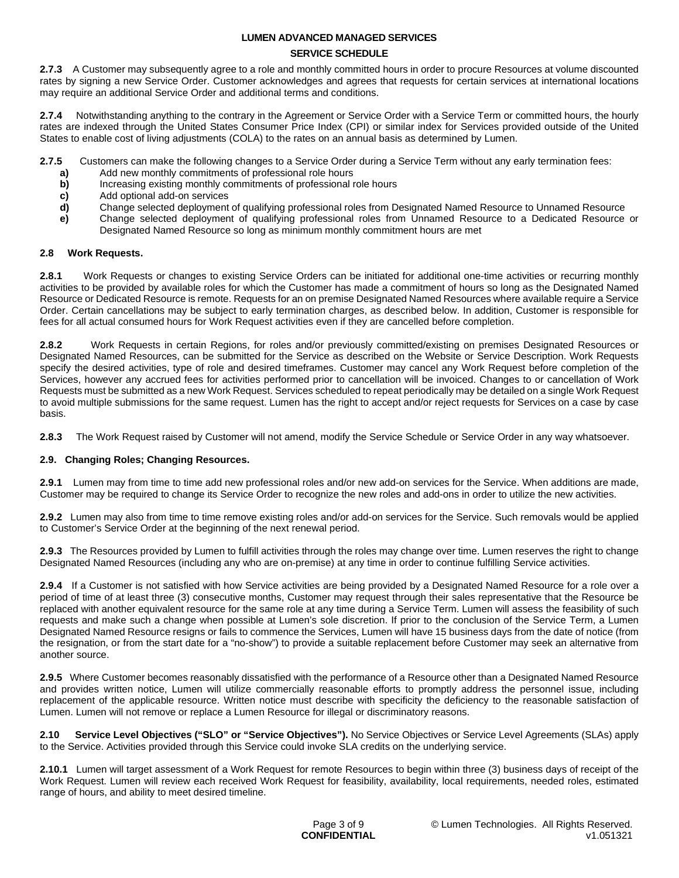**2.7.3** A Customer may subsequently agree to a role and monthly committed hours in order to procure Resources at volume discounted rates by signing a new Service Order. Customer acknowledges and agrees that requests for certain services at international locations may require an additional Service Order and additional terms and conditions.

**2.7.4** Notwithstanding anything to the contrary in the Agreement or Service Order with a Service Term or committed hours, the hourly rates are indexed through the United States Consumer Price Index (CPI) or similar index for Services provided outside of the United States to enable cost of living adjustments (COLA) to the rates on an annual basis as determined by Lumen.

**2.7.5** Customers can make the following changes to a Service Order during a Service Term without any early termination fees:

- **a)** Add new monthly commitments of professional role hours
- **b)** Increasing existing monthly commitments of professional role hours
- **c)** Add optional add-on services
- **d)** Change selected deployment of qualifying professional roles from Designated Named Resource to Unnamed Resource
- **e)** Change selected deployment of qualifying professional roles from Unnamed Resource to a Dedicated Resource or Designated Named Resource so long as minimum monthly commitment hours are met

**2.8 Work Requests.**

**2.8.1** Work Requests or changes to existing Service Orders can be initiated for additional one-time activities or recurring monthly activities to be provided by available roles for which the Customer has made a commitment of hours so long as the Designated Named Resource or Dedicated Resource is remote. Requests for an on premise Designated Named Resources where available require a Service Order. Certain cancellations may be subject to early termination charges, as described below. In addition, Customer is responsible for fees for all actual consumed hours for Work Request activities even if they are cancelled before completion.

**2.8.2** Work Requests in certain Regions, for roles and/or previously committed/existing on premises Designated Resources or Designated Named Resources, can be submitted for the Service as described on the Website or Service Description. Work Requests specify the desired activities, type of role and desired timeframes. Customer may cancel any Work Request before completion of the Services, however any accrued fees for activities performed prior to cancellation will be invoiced. Changes to or cancellation of Work Requests must be submitted as a new Work Request. Services scheduled to repeat periodically may be detailed on a single Work Request to avoid multiple submissions for the same request. Lumen has the right to accept and/or reject requests for Services on a case by case basis.

**2.8.3** The Work Request raised by Customer will not amend, modify the Service Schedule or Service Order in any way whatsoever.

**2.9. Changing Roles; Changing Resources.**

**2.9.1** Lumen may from time to time add new professional roles and/or new add-on services for the Service. When additions are made, Customer may be required to change its Service Order to recognize the new roles and add-ons in order to utilize the new activities.

**2.9.2** Lumen may also from time to time remove existing roles and/or add-on services for the Service. Such removals would be applied to Customer's Service Order at the beginning of the next renewal period.

**2.9.3** The Resources provided by Lumen to fulfill activities through the roles may change over time. Lumen reserves the right to change Designated Named Resources (including any who are on-premise) at any time in order to continue fulfilling Service activities.

**2.9.4** If a Customer is not satisfied with how Service activities are being provided by a Designated Named Resource for a role over a period of time of at least three (3) consecutive months, Customer may request through their sales representative that the Resource be replaced with another equivalent resource for the same role at any time during a Service Term. Lumen will assess the feasibility of such requests and make such a change when possible at Lumen's sole discretion. If prior to the conclusion of the Service Term, a Lumen Designated Named Resource resigns or fails to commence the Services, Lumen will have 15 business days from the date of notice (from the resignation, or from the start date for a "no-show") to provide a suitable replacement before Customer may seek an alternative from another source.

**2.9.5** Where Customer becomes reasonably dissatisfied with the performance of a Resource other than a Designated Named Resource and provides written notice, Lumen will utilize commercially reasonable efforts to promptly address the personnel issue, including replacement of the applicable resource. Written notice must describe with specificity the deficiency to the reasonable satisfaction of Lumen. Lumen will not remove or replace a Lumen Resource for illegal or discriminatory reasons.

**2.10 Service Level Objectives ("SLO" or "Service Objectives").** No Service Objectives or Service Level Agreements (SLAs) apply to the Service. Activities provided through this Service could invoke SLA credits on the underlying service.

**2.10.1** Lumen will target assessment of a Work Request for remote Resources to begin within three (3) business days of receipt of the Work Request. Lumen will review each received Work Request for feasibility, availability, local requirements, needed roles, estimated range of hours, and ability to meet desired timeline.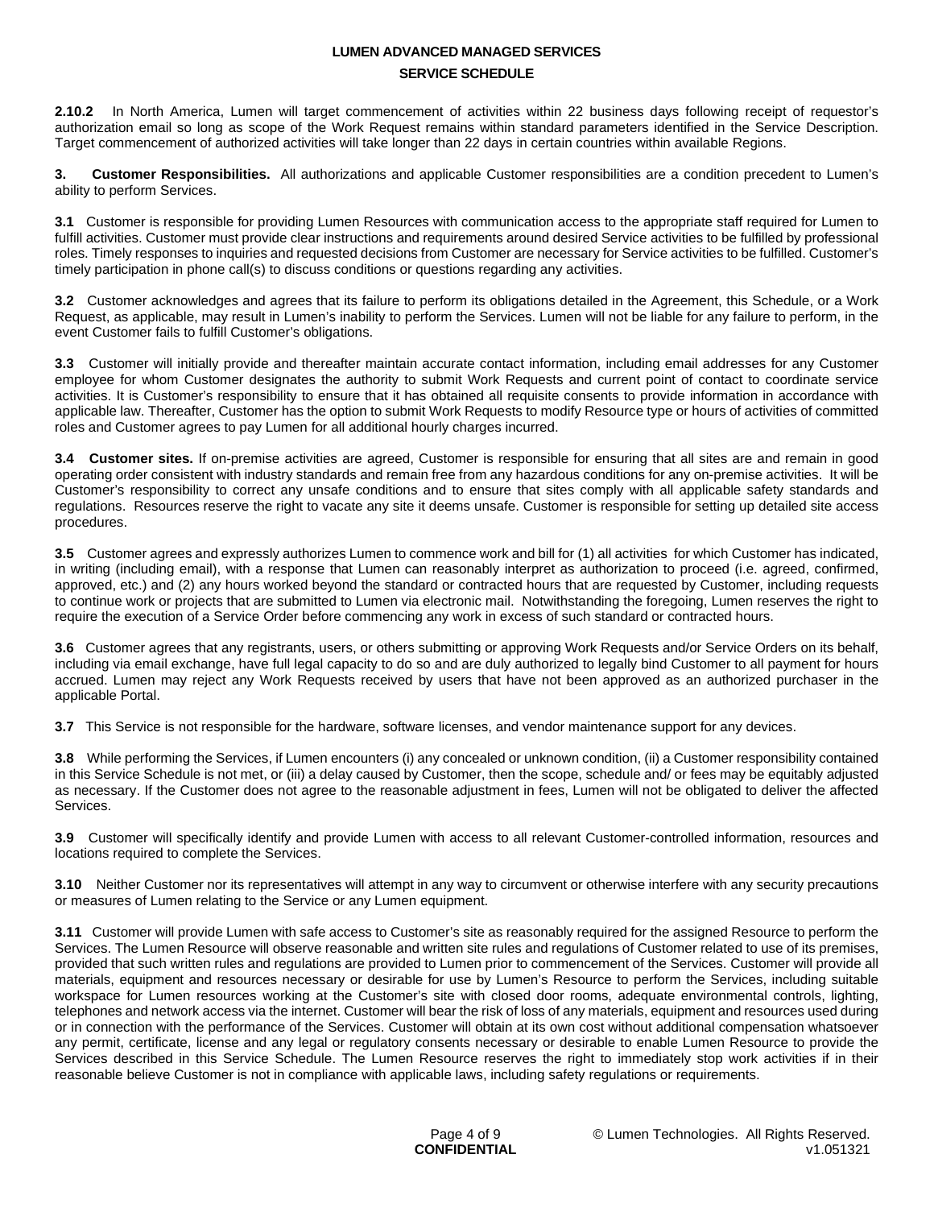**2.10.2** In North America, Lumen will target commencement of activities within 22 business days following receipt of requestor's authorization email so long as scope of the Work Request remains within standard parameters identified in the Service Description. Target commencement of authorized activities will take longer than 22 days in certain countries within available Regions.

**3. Customer Responsibilities.** All authorizations and applicable Customer responsibilities are a condition precedent to Lumen's ability to perform Services.

**3.1** Customer is responsible for providing Lumen Resources with communication access to the appropriate staff required for Lumen to fulfill activities. Customer must provide clear instructions and requirements around desired Service activities to be fulfilled by professional roles. Timely responses to inquiries and requested decisions from Customer are necessary for Service activities to be fulfilled. Customer's timely participation in phone call(s) to discuss conditions or questions regarding any activities.

**3.2** Customer acknowledges and agrees that its failure to perform its obligations detailed in the Agreement, this Schedule, or a Work Request, as applicable, may result in Lumen's inability to perform the Services. Lumen will not be liable for any failure to perform, in the event Customer fails to fulfill Customer's obligations.

**3.3** Customer will initially provide and thereafter maintain accurate contact information, including email addresses for any Customer employee for whom Customer designates the authority to submit Work Requests and current point of contact to coordinate service activities. It is Customer's responsibility to ensure that it has obtained all requisite consents to provide information in accordance with applicable law. Thereafter, Customer has the option to submit Work Requests to modify Resource type or hours of activities of committed roles and Customer agrees to pay Lumen for all additional hourly charges incurred.

**3.4 Customer sites.** If on-premise activities are agreed, Customer is responsible for ensuring that all sites are and remain in good operating order consistent with industry standards and remain free from any hazardous conditions for any on-premise activities. It will be Customer's responsibility to correct any unsafe conditions and to ensure that sites comply with all applicable safety standards and regulations. Resources reserve the right to vacate any site it deems unsafe. Customer is responsible for setting up detailed site access procedures.

**3.5** Customer agrees and expressly authorizes Lumen to commence work and bill for (1) all activities for which Customer has indicated, in writing (including email), with a response that Lumen can reasonably interpret as authorization to proceed (i.e. agreed, confirmed, approved, etc.) and (2) any hours worked beyond the standard or contracted hours that are requested by Customer, including requests to continue work or projects that are submitted to Lumen via electronic mail. Notwithstanding the foregoing, Lumen reserves the right to require the execution of a Service Order before commencing any work in excess of such standard or contracted hours.

**3.6** Customer agrees that any registrants, users, or others submitting or approving Work Requests and/or Service Orders on its behalf, including via email exchange, have full legal capacity to do so and are duly authorized to legally bind Customer to all payment for hours accrued. Lumen may reject any Work Requests received by users that have not been approved as an authorized purchaser in the applicable Portal.

**3.7** This Service is not responsible for the hardware, software licenses, and vendor maintenance support for any devices.

**3.8** While performing the Services, if Lumen encounters (i) any concealed or unknown condition, (ii) a Customer responsibility contained in this Service Schedule is not met, or (iii) a delay caused by Customer, then the scope, schedule and/ or fees may be equitably adjusted as necessary. If the Customer does not agree to the reasonable adjustment in fees, Lumen will not be obligated to deliver the affected Services.

**3.9** Customer will specifically identify and provide Lumen with access to all relevant Customer-controlled information, resources and locations required to complete the Services.

**3.10** Neither Customer nor its representatives will attempt in any way to circumvent or otherwise interfere with any security precautions or measures of Lumen relating to the Service or any Lumen equipment.

**3.11** Customer will provide Lumen with safe access to Customer's site as reasonably required for the assigned Resource to perform the Services. The Lumen Resource will observe reasonable and written site rules and regulations of Customer related to use of its premises, provided that such written rules and regulations are provided to Lumen prior to commencement of the Services. Customer will provide all materials, equipment and resources necessary or desirable for use by Lumen's Resource to perform the Services, including suitable workspace for Lumen resources working at the Customer's site with closed door rooms, adequate environmental controls, lighting, telephones and network access via the internet. Customer will bear the risk of loss of any materials, equipment and resources used during or in connection with the performance of the Services. Customer will obtain at its own cost without additional compensation whatsoever any permit, certificate, license and any legal or regulatory consents necessary or desirable to enable Lumen Resource to provide the Services described in this Service Schedule. The Lumen Resource reserves the right to immediately stop work activities if in their reasonable believe Customer is not in compliance with applicable laws, including safety regulations or requirements.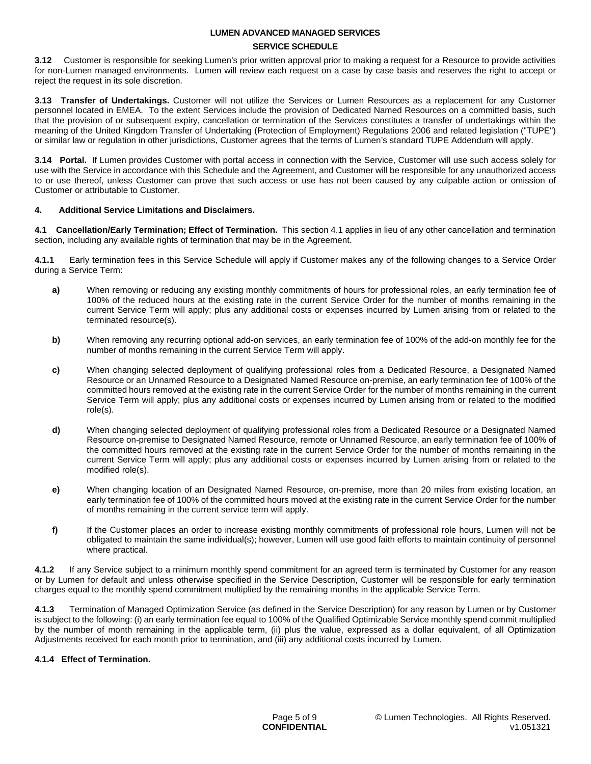**3.12** Customer is responsible for seeking Lumen's prior written approval prior to making a request for a Resource to provide activities for non-Lumen managed environments. Lumen will review each request on a case by case basis and reserves the right to accept or reject the request in its sole discretion.

**3.13 Transfer of Undertakings.** Customer will not utilize the Services or Lumen Resources as a replacement for any Customer personnel located in EMEA. To the extent Services include the provision of Dedicated Named Resources on a committed basis, such that the provision of or subsequent expiry, cancellation or termination of the Services constitutes a transfer of undertakings within the meaning of the United Kingdom Transfer of Undertaking (Protection of Employment) Regulations 2006 and related legislation ("TUPE") or similar law or regulation in other jurisdictions, Customer agrees that the terms of Lumen's standard TUPE Addendum will apply.

**3.14 Portal.** If Lumen provides Customer with portal access in connection with the Service, Customer will use such access solely for use with the Service in accordance with this Schedule and the Agreement, and Customer will be responsible for any unauthorized access to or use thereof, unless Customer can prove that such access or use has not been caused by any culpable action or omission of Customer or attributable to Customer.

**4. Additional Service Limitations and Disclaimers.**

**4.1 Cancellation/Early Termination; Effect of Termination.** This section 4.1 applies in lieu of any other cancellation and termination section, including any available rights of termination that may be in the Agreement.

**4.1.1** Early termination fees in this Service Schedule will apply if Customer makes any of the following changes to a Service Order during a Service Term:

- **a)** When removing or reducing any existing monthly commitments of hours for professional roles, an early termination fee of 100% of the reduced hours at the existing rate in the current Service Order for the number of months remaining in the current Service Term will apply; plus any additional costs or expenses incurred by Lumen arising from or related to the terminated resource(s).

- **b)** When removing any recurring optional add-on services, an early termination fee of 100% of the add-on monthly fee for the number of months remaining in the current Service Term will apply.

- **c)** When changing selected deployment of qualifying professional roles from a Dedicated Resource, a Designated Named Resource or an Unnamed Resource to a Designated Named Resource on-premise, an early termination fee of 100% of the committed hours removed at the existing rate in the current Service Order for the number of months remaining in the current Service Term will apply; plus any additional costs or expenses incurred by Lumen arising from or related to the modified role(s).

- **d)** When changing selected deployment of qualifying professional roles from a Dedicated Resource or a Designated Named Resource on-premise to Designated Named Resource, remote or Unnamed Resource, an early termination fee of 100% of the committed hours removed at the existing rate in the current Service Order for the number of months remaining in the current Service Term will apply; plus any additional costs or expenses incurred by Lumen arising from or related to the modified role(s).

- **e)** When changing location of an Designated Named Resource, on-premise, more than 20 miles from existing location, an early termination fee of 100% of the committed hours moved at the existing rate in the current Service Order for the number of months remaining in the current service term will apply.

- **f)** If the Customer places an order to increase existing monthly commitments of professional role hours, Lumen will not be obligated to maintain the same individual(s); however, Lumen will use good faith efforts to maintain continuity of personnel where practical.

**4.1.2** If any Service subject to a minimum monthly spend commitment for an agreed term is terminated by Customer for any reason or by Lumen for default and unless otherwise specified in the Service Description, Customer will be responsible for early termination charges equal to the monthly spend commitment multiplied by the remaining months in the applicable Service Term.

**4.1.3** Termination of Managed Optimization Service (as defined in the Service Description) for any reason by Lumen or by Customer is subject to the following: (i) an early termination fee equal to 100% of the Qualified Optimizable Service monthly spend commit multiplied by the number of month remaining in the applicable term, (ii) plus the value, expressed as a dollar equivalent, of all Optimization Adjustments received for each month prior to termination, and (iii) any additional costs incurred by Lumen.

**4.1.4 Effect of Termination.**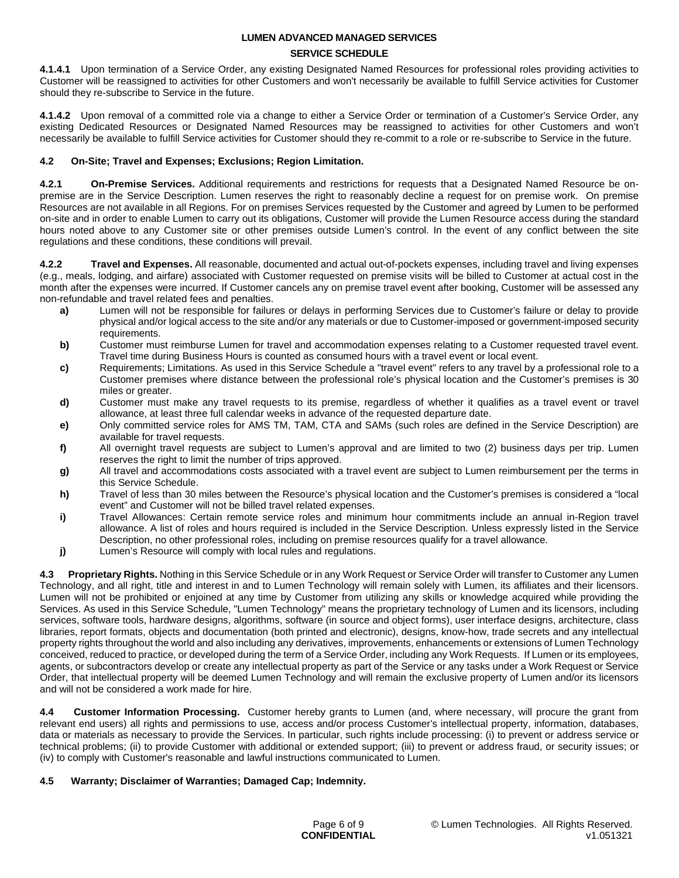**4.1.4.1** Upon termination of a Service Order, any existing Designated Named Resources for professional roles providing activities to Customer will be reassigned to activities for other Customers and won't necessarily be available to fulfill Service activities for Customer should they re-subscribe to Service in the future.

**4.1.4.2** Upon removal of a committed role via a change to either a Service Order or termination of a Customer's Service Order, any existing Dedicated Resources or Designated Named Resources may be reassigned to activities for other Customers and won't necessarily be available to fulfill Service activities for Customer should they re-commit to a role or re-subscribe to Service in the future.

**4.2 On-Site; Travel and Expenses; Exclusions; Region Limitation.**

**4.2.1 On-Premise Services.** Additional requirements and restrictions for requests that a Designated Named Resource be on-premise are in the Service Description. Lumen reserves the right to reasonably decline a request for on premise work. On premise Resources are not available in all Regions. For on premises Services requested by the Customer and agreed by Lumen to be performed on-site and in order to enable Lumen to carry out its obligations, Customer will provide the Lumen Resource access during the standard hours noted above to any Customer site or other premises outside Lumen's control. In the event of any conflict between the site regulations and these conditions, these conditions will prevail.

**4.2.2 Travel and Expenses.** All reasonable, documented and actual out-of-pockets expenses, including travel and living expenses (e.g., meals, lodging, and airfare) associated with Customer requested on premise visits will be billed to Customer at actual cost in the month after the expenses were incurred. If Customer cancels any on premise travel event after booking, Customer will be assessed any non-refundable and travel related fees and penalties.

- **a)** Lumen will not be responsible for failures or delays in performing Services due to Customer's failure or delay to provide physical and/or logical access to the site and/or any materials or due to Customer-imposed or government-imposed security requirements.
- **b)** Customer must reimburse Lumen for travel and accommodation expenses relating to a Customer requested travel event. Travel time during Business Hours is counted as consumed hours with a travel event or local event.
- **c)** Requirements; Limitations. As used in this Service Schedule a "travel event" refers to any travel by a professional role to a Customer premises where distance between the professional role's physical location and the Customer's premises is 30 miles or greater.
- **d)** Customer must make any travel requests to its premise, regardless of whether it qualifies as a travel event or travel allowance, at least three full calendar weeks in advance of the requested departure date.
- **e)** Only committed service roles for AMS TM, TAM, CTA and SAMs (such roles are defined in the Service Description) are available for travel requests.
- **f)** All overnight travel requests are subject to Lumen's approval and are limited to two (2) business days per trip. Lumen reserves the right to limit the number of trips approved.
- **g)** All travel and accommodations costs associated with a travel event are subject to Lumen reimbursement per the terms in this Service Schedule.
- **h)** Travel of less than 30 miles between the Resource's physical location and the Customer's premises is considered a "local event" and Customer will not be billed travel related expenses.
- **i)** Travel Allowances: Certain remote service roles and minimum hour commitments include an annual in-Region travel allowance. A list of roles and hours required is included in the Service Description. Unless expressly listed in the Service Description, no other professional roles, including on premise resources qualify for a travel allowance.
- **j)** Lumen's Resource will comply with local rules and regulations.

**4.3 Proprietary Rights.** Nothing in this Service Schedule or in any Work Request or Service Order will transfer to Customer any Lumen Technology, and all right, title and interest in and to Lumen Technology will remain solely with Lumen, its affiliates and their licensors. Lumen will not be prohibited or enjoined at any time by Customer from utilizing any skills or knowledge acquired while providing the Services. As used in this Service Schedule, "Lumen Technology" means the proprietary technology of Lumen and its licensors, including services, software tools, hardware designs, algorithms, software (in source and object forms), user interface designs, architecture, class libraries, report formats, objects and documentation (both printed and electronic), designs, know-how, trade secrets and any intellectual property rights throughout the world and also including any derivatives, improvements, enhancements or extensions of Lumen Technology conceived, reduced to practice, or developed during the term of a Service Order, including any Work Requests. If Lumen or its employees, agents, or subcontractors develop or create any intellectual property as part of the Service or any tasks under a Work Request or Service Order, that intellectual property will be deemed Lumen Technology and will remain the exclusive property of Lumen and/or its licensors and will not be considered a work made for hire.

**4.4 Customer Information Processing.** Customer hereby grants to Lumen (and, where necessary, will procure the grant from relevant end users) all rights and permissions to use, access and/or process Customer's intellectual property, information, databases, data or materials as necessary to provide the Services. In particular, such rights include processing: (i) to prevent or address service or technical problems; (ii) to provide Customer with additional or extended support; (iii) to prevent or address fraud, or security issues; or (iv) to comply with Customer's reasonable and lawful instructions communicated to Lumen.

**4.5 Warranty; Disclaimer of Warranties; Damaged Cap; Indemnity.**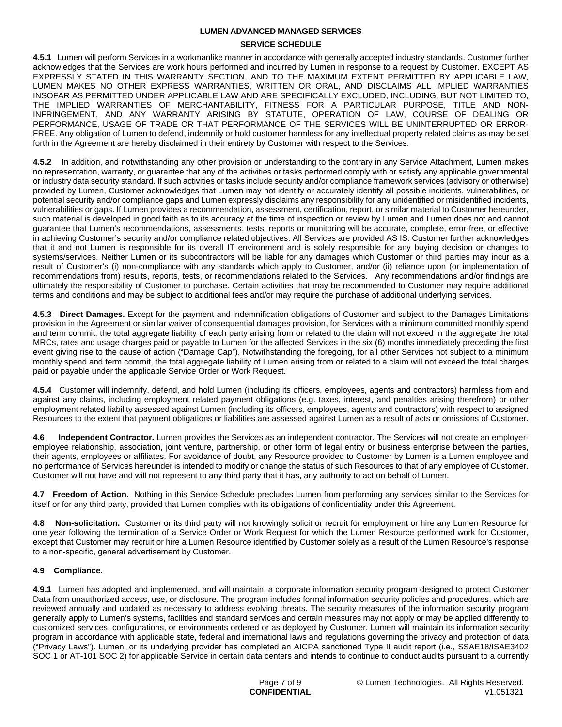**4.5.1** Lumen will perform Services in a workmanlike manner in accordance with generally accepted industry standards. Customer further acknowledges that the Services are work hours performed and incurred by Lumen in response to a request by Customer. EXCEPT AS EXPRESSLY STATED IN THIS WARRANTY SECTION, AND TO THE MAXIMUM EXTENT PERMITTED BY APPLICABLE LAW, LUMEN MAKES NO OTHER EXPRESS WARRANTIES, WRITTEN OR ORAL, AND DISCLAIMS ALL IMPLIED WARRANTIES INSOFAR AS PERMITTED UNDER APPLICABLE LAW AND ARE SPECIFICALLY EXCLUDED, INCLUDING, BUT NOT LIMITED TO, THE IMPLIED WARRANTIES OF MERCHANTABILITY, FITNESS FOR A PARTICULAR PURPOSE, TITLE AND NON-INFRINGEMENT, AND ANY WARRANTY ARISING BY STATUTE, OPERATION OF LAW, COURSE OF DEALING OR PERFORMANCE, USAGE OF TRADE OR THAT PERFORMANCE OF THE SERVICES WILL BE UNINTERRUPTED OR ERROR-FREE. Any obligation of Lumen to defend, indemnify or hold customer harmless for any intellectual property related claims as may be set forth in the Agreement are hereby disclaimed in their entirety by Customer with respect to the Services.

**4.5.2** In addition, and notwithstanding any other provision or understanding to the contrary in any Service Attachment, Lumen makes no representation, warranty, or guarantee that any of the activities or tasks performed comply with or satisfy any applicable governmental or industry data security standard. If such activities or tasks include security and/or compliance framework services (advisory or otherwise) provided by Lumen, Customer acknowledges that Lumen may not identify or accurately identify all possible incidents, vulnerabilities, or potential security and/or compliance gaps and Lumen expressly disclaims any responsibility for any unidentified or misidentified incidents, vulnerabilities or gaps. If Lumen provides a recommendation, assessment, certification, report, or similar material to Customer hereunder, such material is developed in good faith as to its accuracy at the time of inspection or review by Lumen and Lumen does not and cannot guarantee that Lumen's recommendations, assessments, tests, reports or monitoring will be accurate, complete, error-free, or effective in achieving Customer's security and/or compliance related objectives. All Services are provided AS IS. Customer further acknowledges that it and not Lumen is responsible for its overall IT environment and is solely responsible for any buying decision or changes to systems/services. Neither Lumen or its subcontractors will be liable for any damages which Customer or third parties may incur as a result of Customer's (i) non-compliance with any standards which apply to Customer, and/or (ii) reliance upon (or implementation of recommendations from) results, reports, tests, or recommendations related to the Services. Any recommendations and/or findings are ultimately the responsibility of Customer to purchase. Certain activities that may be recommended to Customer may require additional terms and conditions and may be subject to additional fees and/or may require the purchase of additional underlying services.

**4.5.3 Direct Damages.** Except for the payment and indemnification obligations of Customer and subject to the Damages Limitations provision in the Agreement or similar waiver of consequential damages provision, for Services with a minimum committed monthly spend and term commit, the total aggregate liability of each party arising from or related to the claim will not exceed in the aggregate the total MRCs, rates and usage charges paid or payable to Lumen for the affected Services in the six (6) months immediately preceding the first event giving rise to the cause of action ("Damage Cap"). Notwithstanding the foregoing, for all other Services not subject to a minimum monthly spend and term commit, the total aggregate liability of Lumen arising from or related to a claim will not exceed the total charges paid or payable under the applicable Service Order or Work Request.

**4.5.4** Customer will indemnify, defend, and hold Lumen (including its officers, employees, agents and contractors) harmless from and against any claims, including employment related payment obligations (e.g. taxes, interest, and penalties arising therefrom) or other employment related liability assessed against Lumen (including its officers, employees, agents and contractors) with respect to assigned Resources to the extent that payment obligations or liabilities are assessed against Lumen as a result of acts or omissions of Customer.

**4.6 Independent Contractor.** Lumen provides the Services as an independent contractor. The Services will not create an employer-employee relationship, association, joint venture, partnership, or other form of legal entity or business enterprise between the parties, their agents, employees or affiliates. For avoidance of doubt, any Resource provided to Customer by Lumen is a Lumen employee and no performance of Services hereunder is intended to modify or change the status of such Resources to that of any employee of Customer. Customer will not have and will not represent to any third party that it has, any authority to act on behalf of Lumen.

**4.7 Freedom of Action.** Nothing in this Service Schedule precludes Lumen from performing any services similar to the Services for itself or for any third party, provided that Lumen complies with its obligations of confidentiality under this Agreement.

**4.8 Non-solicitation.** Customer or its third party will not knowingly solicit or recruit for employment or hire any Lumen Resource for one year following the termination of a Service Order or Work Request for which the Lumen Resource performed work for Customer, except that Customer may recruit or hire a Lumen Resource identified by Customer solely as a result of the Lumen Resource's response to a non-specific, general advertisement by Customer.

**4.9 Compliance.**

**4.9.1** Lumen has adopted and implemented, and will maintain, a corporate information security program designed to protect Customer Data from unauthorized access, use, or disclosure. The program includes formal information security policies and procedures, which are reviewed annually and updated as necessary to address evolving threats. The security measures of the information security program generally apply to Lumen's systems, facilities and standard services and certain measures may not apply or may be applied differently to customized services, configurations, or environments ordered or as deployed by Customer. Lumen will maintain its information security program in accordance with applicable state, federal and international laws and regulations governing the privacy and protection of data ("Privacy Laws"). Lumen, or its underlying provider has completed an AICPA sanctioned Type II audit report (i.e., SSAE18/ISAE3402 SOC 1 or AT-101 SOC 2) for applicable Service in certain data centers and intends to continue to conduct audits pursuant to a currently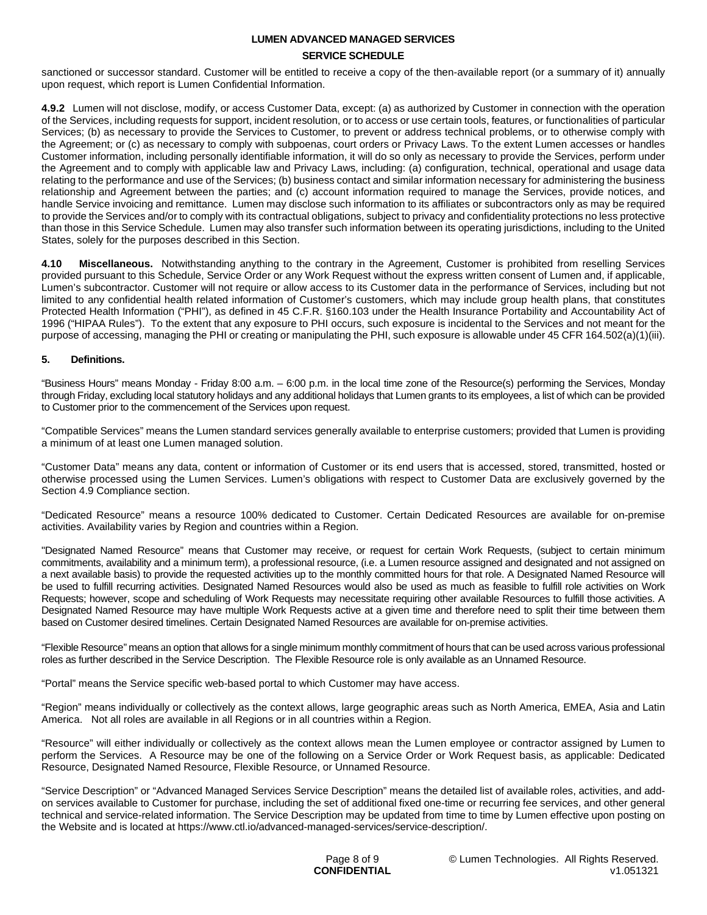sanctioned or successor standard. Customer will be entitled to receive a copy of the then-available report (or a summary of it) annually upon request, which report is Lumen Confidential Information.

**4.9.2** Lumen will not disclose, modify, or access Customer Data, except: (a) as authorized by Customer in connection with the operation of the Services, including requests for support, incident resolution, or to access or use certain tools, features, or functionalities of particular Services; (b) as necessary to provide the Services to Customer, to prevent or address technical problems, or to otherwise comply with the Agreement; or (c) as necessary to comply with subpoenas, court orders or Privacy Laws. To the extent Lumen accesses or handles Customer information, including personally identifiable information, it will do so only as necessary to provide the Services, perform under the Agreement and to comply with applicable law and Privacy Laws, including: (a) configuration, technical, operational and usage data relating to the performance and use of the Services; (b) business contact and similar information necessary for administering the business relationship and Agreement between the parties; and (c) account information required to manage the Services, provide notices, and handle Service invoicing and remittance. Lumen may disclose such information to its affiliates or subcontractors only as may be required to provide the Services and/or to comply with its contractual obligations, subject to privacy and confidentiality protections no less protective than those in this Service Schedule. Lumen may also transfer such information between its operating jurisdictions, including to the United States, solely for the purposes described in this Section.

**4.10 Miscellaneous.** Notwithstanding anything to the contrary in the Agreement, Customer is prohibited from reselling Services provided pursuant to this Schedule, Service Order or any Work Request without the express written consent of Lumen and, if applicable, Lumen's subcontractor. Customer will not require or allow access to its Customer data in the performance of Services, including but not limited to any confidential health related information of Customer's customers, which may include group health plans, that constitutes Protected Health Information ("PHI"), as defined in 45 C.F.R. §160.103 under the Health Insurance Portability and Accountability Act of 1996 ("HIPAA Rules"). To the extent that any exposure to PHI occurs, such exposure is incidental to the Services and not meant for the purpose of accessing, managing the PHI or creating or manipulating the PHI, such exposure is allowable under 45 CFR 164.502(a)(1)(iii).

**5. Definitions.**

"Business Hours" means Monday - Friday 8:00 a.m. – 6:00 p.m. in the local time zone of the Resource(s) performing the Services, Monday through Friday, excluding local statutory holidays and any additional holidays that Lumen grants to its employees, a list of which can be provided to Customer prior to the commencement of the Services upon request.

"Compatible Services" means the Lumen standard services generally available to enterprise customers; provided that Lumen is providing a minimum of at least one Lumen managed solution.

"Customer Data" means any data, content or information of Customer or its end users that is accessed, stored, transmitted, hosted or otherwise processed using the Lumen Services. Lumen's obligations with respect to Customer Data are exclusively governed by the Section 4.9 Compliance section.

"Dedicated Resource" means a resource 100% dedicated to Customer. Certain Dedicated Resources are available for on-premise activities. Availability varies by Region and countries within a Region.

"Designated Named Resource" means that Customer may receive, or request for certain Work Requests, (subject to certain minimum commitments, availability and a minimum term), a professional resource, (i.e. a Lumen resource assigned and designated and not assigned on a next available basis) to provide the requested activities up to the monthly committed hours for that role. A Designated Named Resource will be used to fulfill recurring activities. Designated Named Resources would also be used as much as feasible to fulfill role activities on Work Requests; however, scope and scheduling of Work Requests may necessitate requiring other available Resources to fulfill those activities. A Designated Named Resource may have multiple Work Requests active at a given time and therefore need to split their time between them based on Customer desired timelines. Certain Designated Named Resources are available for on-premise activities.

"Flexible Resource" means an option that allows for a single minimum monthly commitment of hours that can be used across various professional roles as further described in the Service Description. The Flexible Resource role is only available as an Unnamed Resource.

"Portal" means the Service specific web-based portal to which Customer may have access.

"Region" means individually or collectively as the context allows, large geographic areas such as North America, EMEA, Asia and Latin America. Not all roles are available in all Regions or in all countries within a Region.

"Resource" will either individually or collectively as the context allows mean the Lumen employee or contractor assigned by Lumen to perform the Services. A Resource may be one of the following on a Service Order or Work Request basis, as applicable: Dedicated Resource, Designated Named Resource, Flexible Resource, or Unnamed Resource.

"Service Description" or "Advanced Managed Services Service Description" means the detailed list of available roles, activities, and add-on services available to Customer for purchase, including the set of additional fixed one-time or recurring fee services, and other general technical and service-related information. The Service Description may be updated from time to time by Lumen effective upon posting on the Website and is located at https://www.ctl.io/advanced-managed-services/service-description/.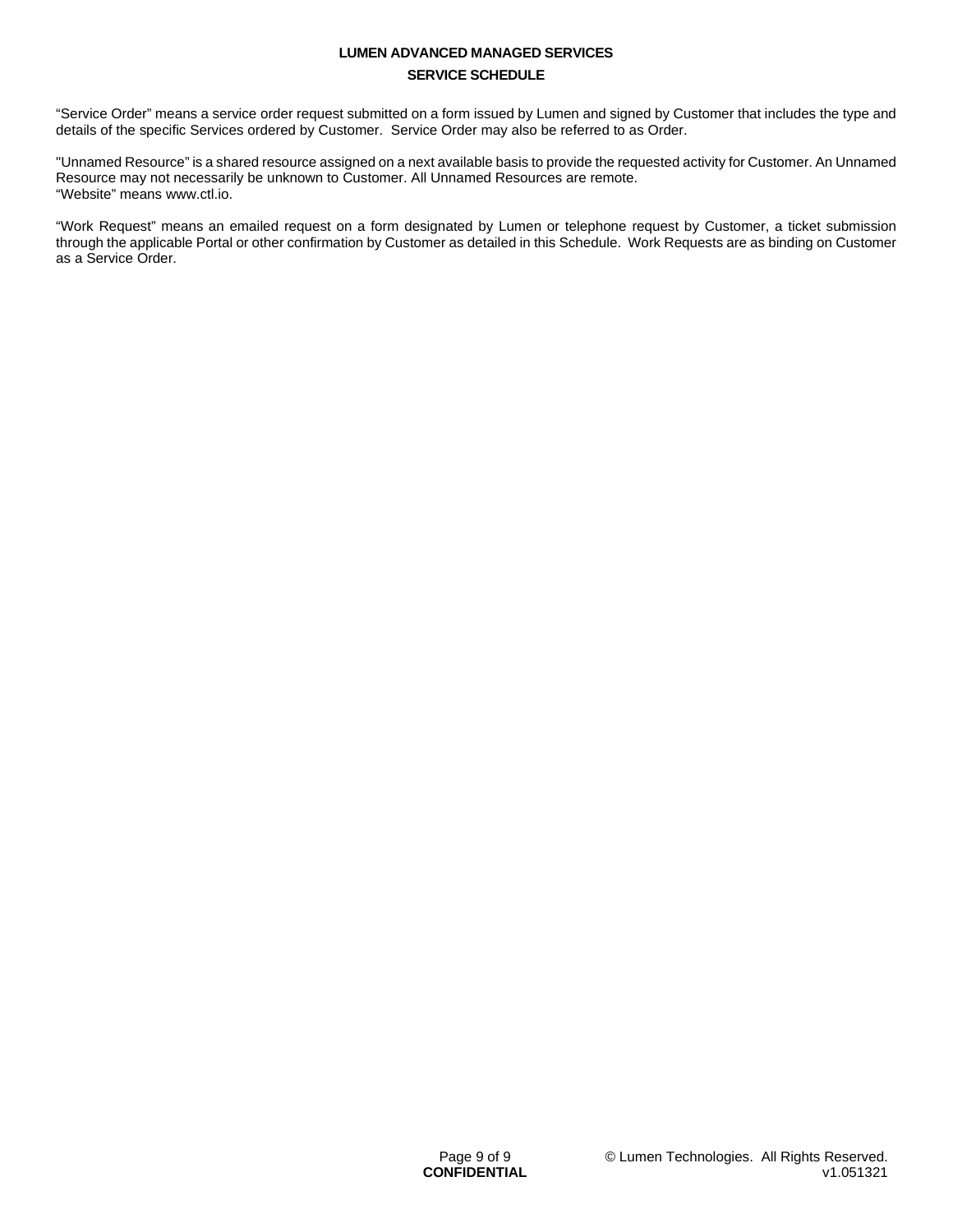"Service Order" means a service order request submitted on a form issued by Lumen and signed by Customer that includes the type and details of the specific Services ordered by Customer. Service Order may also be referred to as Order.

"Unnamed Resource" is a shared resource assigned on a next available basis to provide the requested activity for Customer. An Unnamed Resource may not necessarily be unknown to Customer. All Unnamed Resources are remote.
"Website" means www.ctl.io.

"Work Request" means an emailed request on a form designated by Lumen or telephone request by Customer, a ticket submission through the applicable Portal or other confirmation by Customer as detailed in this Schedule. Work Requests are as binding on Customer as a Service Order.